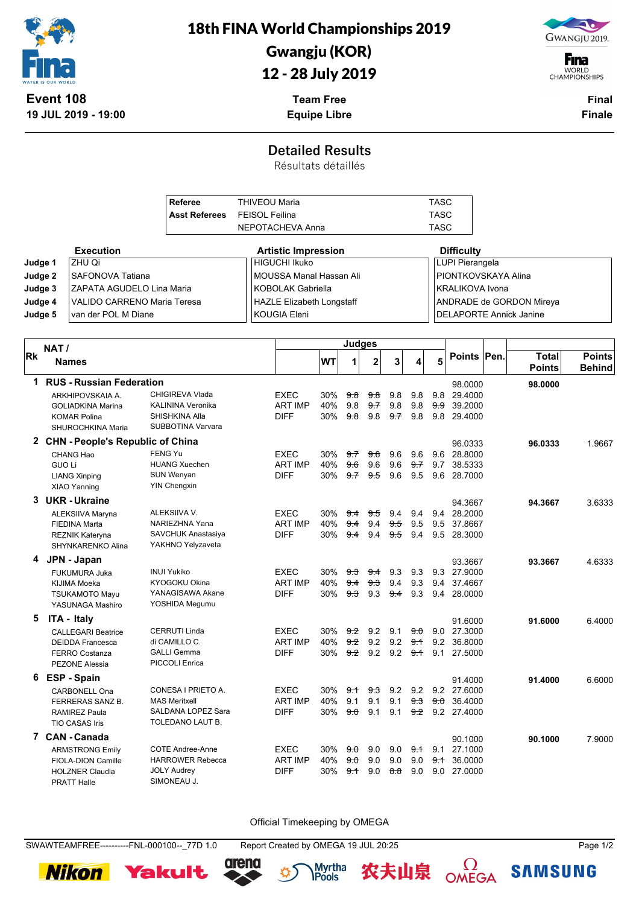# 18th FINA World Championships 2019

## Gwangju (KOR)

## 12 - 28 July 2019

**Event 108**
**19 JUL 2019 - 19:00**

**Team Free**
**Equipe Libre**

**Final**
**Finale**

## Detailed Results

Résultats détaillés

| | | |
|---|---|---|
| **Referee** | THIVEOU Maria | TASC |
| **Asst Referees** | FEISOL Feilina | TASC |
| | NEPOTACHEVA Anna | TASC |

| | Execution | Artistic Impression | Difficulty |
|---|---|---|---|
| **Judge 1** | ZHU Qi | HIGUCHI Ikuko | LUPI Pierangela |
| **Judge 2** | SAFONOVA Tatiana | MOUSSA Manal Hassan Ali | PIONTKOVSKAYA Alina |
| **Judge 3** | ZAPATA AGUDELO Lina Maria | KOBOLAK Gabriella | KRALIKOVA Ivona |
| **Judge 4** | VALIDO CARRENO Maria Teresa | HAZLE Elizabeth Longstaff | ANDRADE de GORDON Mireya |
| **Judge 5** | van der POL M Diane | KOUGIA Eleni | DELAPORTE Annick Janine |

| Rk | NAT / Names | | | WT | 1 | 2 | 3 | 4 | 5 | Points | Pen. | Total Points | Points Behind |
|---|---|---|---|---|---|---|---|---|---|---|---|---|---|
| 1 | **RUS - Russian Federation** | | | | | | | | | 98.0000 | | **98.0000** | |
| | ARKHIPOVSKAIA A. | CHIGIREVA Vlada | EXEC | 30% | ~~9.8~~ | ~~9.8~~ | 9.8 | 9.8 | 9.8 | 29.4000 | | | |
| | GOLIADKINA Marina | KALININA Veronika | ART IMP | 40% | 9.8 | ~~9.7~~ | 9.8 | 9.8 | ~~9.9~~ | 39.2000 | | | |
| | KOMAR Polina | SHISHKINA Alla | DIFF | 30% | ~~9.8~~ | 9.8 | ~~9.7~~ | 9.8 | 9.8 | 29.4000 | | | |
| | SHUROCHKINA Maria | SUBBOTINA Varvara | | | | | | | | | | | |
| 2 | **CHN - People's Republic of China** | | | | | | | | | 96.0333 | | **96.0333** | 1.9667 |
| | CHANG Hao | FENG Yu | EXEC | 30% | ~~9.7~~ | ~~9.6~~ | 9.6 | 9.6 | 9.6 | 28.8000 | | | |
| | GUO Li | HUANG Xuechen | ART IMP | 40% | ~~9.6~~ | 9.6 | 9.6 | ~~9.7~~ | 9.7 | 38.5333 | | | |
| | LIANG Xinping | SUN Wenyan | DIFF | 30% | ~~9.7~~ | ~~9.5~~ | 9.6 | 9.5 | 9.6 | 28.7000 | | | |
| | XIAO Yanning | YIN Chengxin | | | | | | | | | | | |
| 3 | **UKR - Ukraine** | | | | | | | | | 94.3667 | | **94.3667** | 3.6333 |
| | ALEKSIIVA Maryna | ALEKSIIVA V. | EXEC | 30% | ~~9.4~~ | ~~9.5~~ | 9.4 | 9.4 | 9.4 | 28.2000 | | | |
| | FIEDINA Marta | NARIEZHNA Yana | ART IMP | 40% | ~~9.4~~ | 9.4 | ~~9.5~~ | 9.5 | 9.5 | 37.8667 | | | |
| | REZNIK Kateryna | SAVCHUK Anastasiya | DIFF | 30% | ~~9.4~~ | 9.4 | ~~9.5~~ | 9.4 | 9.5 | 28.3000 | | | |
| | SHYNKARENKO Alina | YAKHNO Yelyzaveta | | | | | | | | | | | |
| 4 | **JPN - Japan** | | | | | | | | | 93.3667 | | **93.3667** | 4.6333 |
| | FUKUMURA Juka | INUI Yukiko | EXEC | 30% | ~~9.3~~ | ~~9.4~~ | 9.3 | 9.3 | 9.3 | 27.9000 | | | |
| | KIJIMA Moeka | KYOGOKU Okina | ART IMP | 40% | ~~9.4~~ | ~~9.3~~ | 9.4 | 9.3 | 9.4 | 37.4667 | | | |
| | TSUKAMOTO Mayu | YANAGISAWA Akane | DIFF | 30% | ~~9.3~~ | 9.3 | ~~9.4~~ | 9.3 | 9.4 | 28.0000 | | | |
| | YASUNAGA Mashiro | YOSHIDA Megumu | | | | | | | | | | | |
| 5 | **ITA - Italy** | | | | | | | | | 91.6000 | | **91.6000** | 6.4000 |
| | CALLEGARI Beatrice | CERRUTI Linda | EXEC | 30% | ~~9.2~~ | 9.2 | 9.1 | ~~9.0~~ | 9.0 | 27.3000 | | | |
| | DEIDDA Francesca | di CAMILLO C. | ART IMP | 40% | ~~9.2~~ | 9.2 | 9.2 | ~~9.1~~ | 9.2 | 36.8000 | | | |
| | FERRO Costanza | GALLI Gemma | DIFF | 30% | ~~9.2~~ | 9.2 | 9.2 | ~~9.1~~ | 9.1 | 27.5000 | | | |
| | PEZONE Alessia | PICCOLI Enrica | | | | | | | | | | | |
| 6 | **ESP - Spain** | | | | | | | | | 91.4000 | | **91.4000** | 6.6000 |
| | CARBONELL Ona | CONESA I PRIETO A. | EXEC | 30% | ~~9.1~~ | ~~9.3~~ | 9.2 | 9.2 | 9.2 | 27.6000 | | | |
| | FERRERAS SANZ B. | MAS Meritxell | ART IMP | 40% | 9.1 | 9.1 | 9.1 | ~~9.3~~ | ~~9.0~~ | 36.4000 | | | |
| | RAMIREZ Paula | SALDANA LOPEZ Sara | DIFF | 30% | ~~9.0~~ | 9.1 | 9.1 | ~~9.2~~ | 9.2 | 27.4000 | | | |
| | TIO CASAS Iris | TOLEDANO LAUT B. | | | | | | | | | | | |
| 7 | **CAN - Canada** | | | | | | | | | 90.1000 | | **90.1000** | 7.9000 |
| | ARMSTRONG Emily | COTE Andree-Anne | EXEC | 30% | ~~9.0~~ | 9.0 | 9.0 | ~~9.1~~ | 9.1 | 27.1000 | | | |
| | FIOLA-DION Camille | HARROWER Rebecca | ART IMP | 40% | ~~9.0~~ | 9.0 | 9.0 | 9.0 | ~~9.1~~ | 36.0000 | | | |
| | HOLZNER Claudia | JOLY Audrey | DIFF | 30% | ~~9.1~~ | 9.0 | ~~8.8~~ | 9.0 | 9.0 | 27.0000 | | | |
| | PRATT Halle | SIMONEAU J. | | | | | | | | | | | |

Official Timekeeping by OMEGA

SWAWTEAMFREE----------FNL-000100--_77D 1.0    Report Created by OMEGA 19 JUL 20:25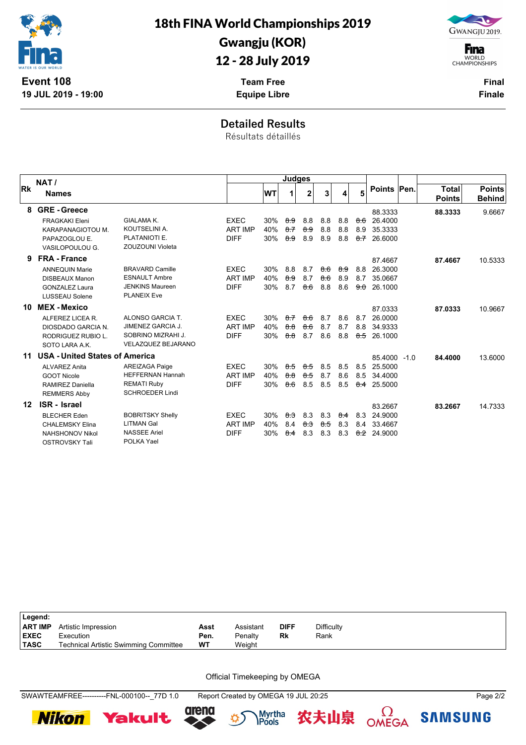# 18th FINA World Championships 2019
## Gwangju (KOR)
## 12 - 28 July 2019

**Event 108**
**19 JUL 2019 - 19:00**

**Team Free**
**Equipe Libre**

**Final**
**Finale**

## Detailed Results
Résultats détaillés

| Rk | NAT / Names | | | WT | 1 | 2 | 3 | 4 | 5 | Points | Pen. | Total Points | Points Behind |
|---|---|---|---|---|---|---|---|---|---|---|---|---|---|
| 8 | **GRE - Greece** | | | | | | | | | 88.3333 | | **88.3333** | 9.6667 |
| | FRAGKAKI Eleni | GIALAMA K. | EXEC | 30% | ~~8.9~~ | 8.8 | 8.8 | 8.8 | ~~8.6~~ | 26.4000 | | | |
| | KARAPANAGIOTOU M. | KOUTSELINI A. | ART IMP | 40% | ~~8.7~~ | ~~8.9~~ | 8.8 | 8.8 | 8.9 | 35.3333 | | | |
| | PAPAZOGLOU E. | PLATANIOTI E. | DIFF | 30% | ~~8.9~~ | 8.9 | 8.9 | 8.8 | ~~8.7~~ | 26.6000 | | | |
| | VASILOPOULOU G. | ZOUZOUNI Violeta | | | | | | | | | | | |
| 9 | **FRA - France** | | | | | | | | | 87.4667 | | **87.4667** | 10.5333 |
| | ANNEQUIN Marie | BRAVARD Camille | EXEC | 30% | 8.8 | 8.7 | ~~8.6~~ | ~~8.9~~ | 8.8 | 26.3000 | | | |
| | DISBEAUX Manon | ESNAULT Ambre | ART IMP | 40% | ~~8.9~~ | 8.7 | ~~8.6~~ | 8.9 | 8.7 | 35.0667 | | | |
| | GONZALEZ Laura | JENKINS Maureen | DIFF | 30% | 8.7 | ~~8.6~~ | 8.8 | 8.6 | ~~9.0~~ | 26.1000 | | | |
| | LUSSEAU Solene | PLANEIX Eve | | | | | | | | | | | |
| 10 | **MEX - Mexico** | | | | | | | | | 87.0333 | | **87.0333** | 10.9667 |
| | ALFEREZ LICEA R. | ALONSO GARCIA T. | EXEC | 30% | ~~8.7~~ | ~~8.6~~ | 8.7 | 8.6 | 8.7 | 26.0000 | | | |
| | DIOSDADO GARCIA N. | JIMENEZ GARCIA J. | ART IMP | 40% | ~~8.8~~ | ~~8.6~~ | 8.7 | 8.7 | 8.8 | 34.9333 | | | |
| | RODRIGUEZ RUBIO L. | SOBRINO MIZRAHI J. | DIFF | 30% | ~~8.8~~ | 8.7 | 8.6 | 8.8 | ~~8.5~~ | 26.1000 | | | |
| | SOTO LARA A.K. | VELAZQUEZ BEJARANO | | | | | | | | | | | |
| 11 | **USA - United States of America** | | | | | | | | | 85.4000 | -1.0 | **84.4000** | 13.6000 |
| | ALVAREZ Anita | AREIZAGA Paige | EXEC | 30% | ~~8.5~~ | ~~8.5~~ | 8.5 | 8.5 | 8.5 | 25.5000 | | | |
| | GOOT Nicole | HEFFERNAN Hannah | ART IMP | 40% | ~~8.8~~ | ~~8.5~~ | 8.7 | 8.6 | 8.5 | 34.4000 | | | |
| | RAMIREZ Daniella | REMATI Ruby | DIFF | 30% | ~~8.6~~ | 8.5 | 8.5 | 8.5 | ~~8.4~~ | 25.5000 | | | |
| | REMMERS Abby | SCHROEDER Lindi | | | | | | | | | | | |
| 12 | **ISR - Israel** | | | | | | | | | 83.2667 | | **83.2667** | 14.7333 |
| | BLECHER Eden | BOBRITSKY Shelly | EXEC | 30% | ~~8.3~~ | 8.3 | 8.3 | ~~8.4~~ | 8.3 | 24.9000 | | | |
| | CHALEMSKY Elina | LITMAN Gal | ART IMP | 40% | 8.4 | ~~8.3~~ | ~~8.5~~ | 8.3 | 8.4 | 33.4667 | | | |
| | NAHSHONOV Nikol | NASSEE Ariel | DIFF | 30% | ~~8.4~~ | 8.3 | 8.3 | 8.3 | ~~8.2~~ | 24.9000 | | | |
| | OSTROVSKY Tali | POLKA Yael | | | | | | | | | | | |

**Legend:**

| | | | | | |
|---|---|---|---|---|---|
| **ART IMP** | Artistic Impression | **Asst** | Assistant | **DIFF** | Difficulty |
| **EXEC** | Execution | **Pen.** | Penalty | **Rk** | Rank |
| **TASC** | Technical Artistic Swimming Committee | **WT** | Weight | | |

Official Timekeeping by OMEGA

SWAWTEAMFREE----------FNL-000100--_77D 1.0 Report Created by OMEGA 19 JUL 20:25